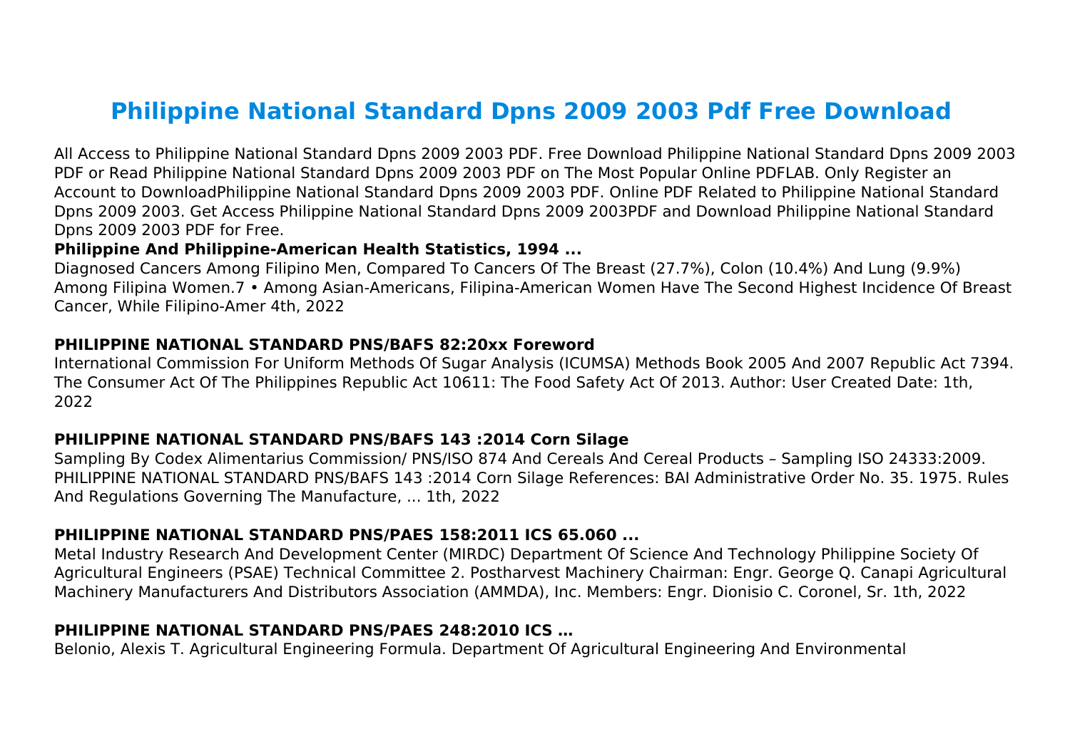# Philippine National Standard Dpns 2009 2003 Pdf Free Download

All Access to Philippine National Standard Dpns 2009 2003 PDF. Free Download Philippine National Standard Dpns 2009 2003 PDF or Read Philippine National Standard Dpns 2009 2003 PDF on The Most Popular Online PDFLAB. Only Register an Account to DownloadPhilippine National Standard Dpns 2009 2003 PDF. Online PDF Related to Philippine National Standard Dpns 2009 2003. Get Access Philippine National Standard Dpns 2009 2003PDF and Download Philippine National Standard Dpns 2009 2003 PDF for Free.

**Philippine And Philippine-American Health Statistics, 1994 ...**

Diagnosed Cancers Among Filipino Men, Compared To Cancers Of The Breast (27.7%), Colon (10.4%) And Lung (9.9%) Among Filipina Women.7 • Among Asian-Americans, Filipina-American Women Have The Second Highest Incidence Of Breast Cancer, While Filipino-Amer 4th, 2022

**PHILIPPINE NATIONAL STANDARD PNS/BAFS 82:20xx Foreword**

International Commission For Uniform Methods Of Sugar Analysis (ICUMSA) Methods Book 2005 And 2007 Republic Act 7394. The Consumer Act Of The Philippines Republic Act 10611: The Food Safety Act Of 2013. Author: User Created Date: 1th, 2022

**PHILIPPINE NATIONAL STANDARD PNS/BAFS 143 :2014 Corn Silage**

Sampling By Codex Alimentarius Commission/ PNS/ISO 874 And Cereals And Cereal Products – Sampling ISO 24333:2009. PHILIPPINE NATIONAL STANDARD PNS/BAFS 143 :2014 Corn Silage References: BAI Administrative Order No. 35. 1975. Rules And Regulations Governing The Manufacture, ... 1th, 2022

**PHILIPPINE NATIONAL STANDARD PNS/PAES 158:2011 ICS 65.060 ...**

Metal Industry Research And Development Center (MIRDC) Department Of Science And Technology Philippine Society Of Agricultural Engineers (PSAE) Technical Committee 2. Postharvest Machinery Chairman: Engr. George Q. Canapi Agricultural Machinery Manufacturers And Distributors Association (AMMDA), Inc. Members: Engr. Dionisio C. Coronel, Sr. 1th, 2022

**PHILIPPINE NATIONAL STANDARD PNS/PAES 248:2010 ICS …**

Belonio, Alexis T. Agricultural Engineering Formula. Department Of Agricultural Engineering And Environmental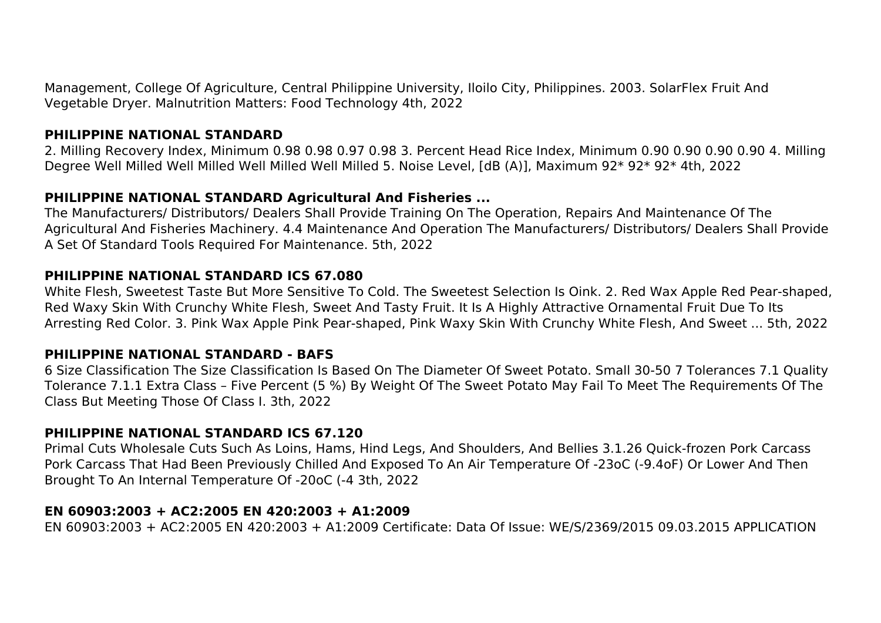Management, College Of Agriculture, Central Philippine University, Iloilo City, Philippines. 2003. SolarFlex Fruit And Vegetable Dryer. Malnutrition Matters: Food Technology 4th, 2022

### PHILIPPINE NATIONAL STANDARD

2. Milling Recovery Index, Minimum 0.98 0.98 0.97 0.98 3. Percent Head Rice Index, Minimum 0.90 0.90 0.90 0.90 4. Milling Degree Well Milled Well Milled Well Milled Well Milled 5. Noise Level, [dB (A)], Maximum 92* 92* 92* 4th, 2022

### PHILIPPINE NATIONAL STANDARD Agricultural And Fisheries ...

The Manufacturers/ Distributors/ Dealers Shall Provide Training On The Operation, Repairs And Maintenance Of The Agricultural And Fisheries Machinery. 4.4 Maintenance And Operation The Manufacturers/ Distributors/ Dealers Shall Provide A Set Of Standard Tools Required For Maintenance. 5th, 2022

### PHILIPPINE NATIONAL STANDARD ICS 67.080

White Flesh, Sweetest Taste But More Sensitive To Cold. The Sweetest Selection Is Oink. 2. Red Wax Apple Red Pear-shaped, Red Waxy Skin With Crunchy White Flesh, Sweet And Tasty Fruit. It Is A Highly Attractive Ornamental Fruit Due To Its Arresting Red Color. 3. Pink Wax Apple Pink Pear-shaped, Pink Waxy Skin With Crunchy White Flesh, And Sweet ... 5th, 2022

### PHILIPPINE NATIONAL STANDARD - BAFS

6 Size Classification The Size Classification Is Based On The Diameter Of Sweet Potato. Small 30-50 7 Tolerances 7.1 Quality Tolerance 7.1.1 Extra Class – Five Percent (5 %) By Weight Of The Sweet Potato May Fail To Meet The Requirements Of The Class But Meeting Those Of Class I. 3th, 2022

### PHILIPPINE NATIONAL STANDARD ICS 67.120

Primal Cuts Wholesale Cuts Such As Loins, Hams, Hind Legs, And Shoulders, And Bellies 3.1.26 Quick-frozen Pork Carcass Pork Carcass That Had Been Previously Chilled And Exposed To An Air Temperature Of -23oC (-9.4oF) Or Lower And Then Brought To An Internal Temperature Of -20oC (-4 3th, 2022

### EN 60903:2003 + AC2:2005 EN 420:2003 + A1:2009

EN 60903:2003 + AC2:2005 EN 420:2003 + A1:2009 Certificate: Data Of Issue: WE/S/2369/2015 09.03.2015 APPLICATION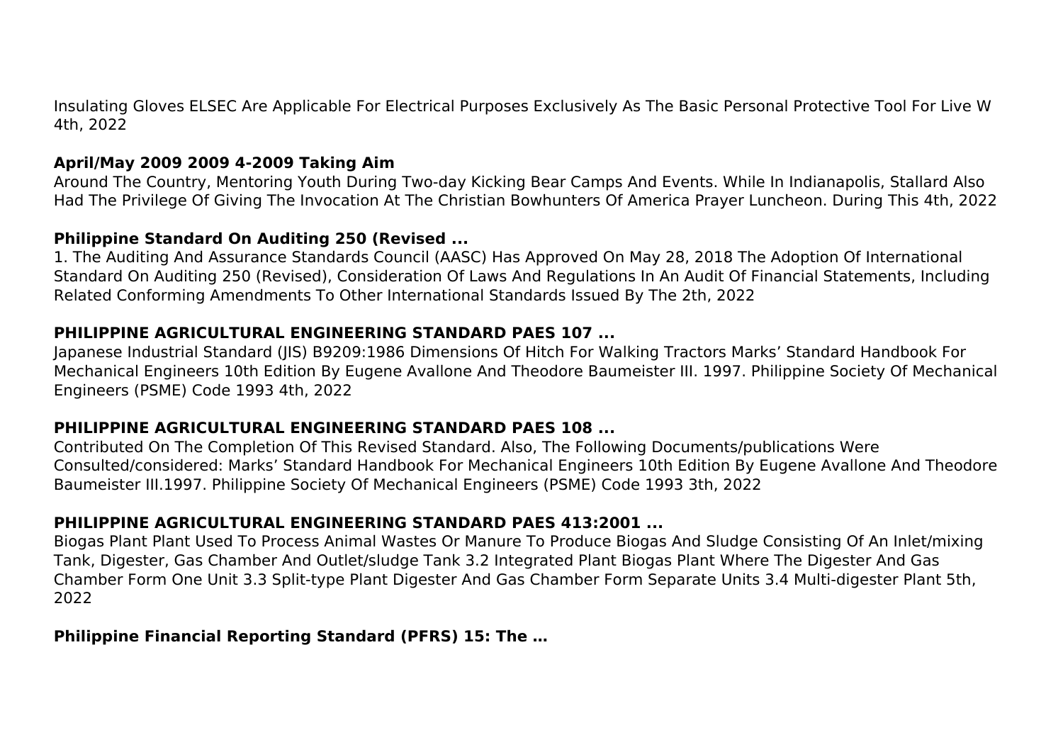Insulating Gloves ELSEC Are Applicable For Electrical Purposes Exclusively As The Basic Personal Protective Tool For Live W 4th, 2022

**April/May 2009 2009 4-2009 Taking Aim**

Around The Country, Mentoring Youth During Two-day Kicking Bear Camps And Events. While In Indianapolis, Stallard Also Had The Privilege Of Giving The Invocation At The Christian Bowhunters Of America Prayer Luncheon. During This 4th, 2022

**Philippine Standard On Auditing 250 (Revised ...**

1. The Auditing And Assurance Standards Council (AASC) Has Approved On May 28, 2018 The Adoption Of International Standard On Auditing 250 (Revised), Consideration Of Laws And Regulations In An Audit Of Financial Statements, Including Related Conforming Amendments To Other International Standards Issued By The 2th, 2022

**PHILIPPINE AGRICULTURAL ENGINEERING STANDARD PAES 107 ...**

Japanese Industrial Standard (JIS) B9209:1986 Dimensions Of Hitch For Walking Tractors Marks' Standard Handbook For Mechanical Engineers 10th Edition By Eugene Avallone And Theodore Baumeister III. 1997. Philippine Society Of Mechanical Engineers (PSME) Code 1993 4th, 2022

**PHILIPPINE AGRICULTURAL ENGINEERING STANDARD PAES 108 ...**

Contributed On The Completion Of This Revised Standard. Also, The Following Documents/publications Were Consulted/considered: Marks' Standard Handbook For Mechanical Engineers 10th Edition By Eugene Avallone And Theodore Baumeister III.1997. Philippine Society Of Mechanical Engineers (PSME) Code 1993 3th, 2022

**PHILIPPINE AGRICULTURAL ENGINEERING STANDARD PAES 413:2001 ...**

Biogas Plant Plant Used To Process Animal Wastes Or Manure To Produce Biogas And Sludge Consisting Of An Inlet/mixing Tank, Digester, Gas Chamber And Outlet/sludge Tank 3.2 Integrated Plant Biogas Plant Where The Digester And Gas Chamber Form One Unit 3.3 Split-type Plant Digester And Gas Chamber Form Separate Units 3.4 Multi-digester Plant 5th, 2022

**Philippine Financial Reporting Standard (PFRS) 15: The …**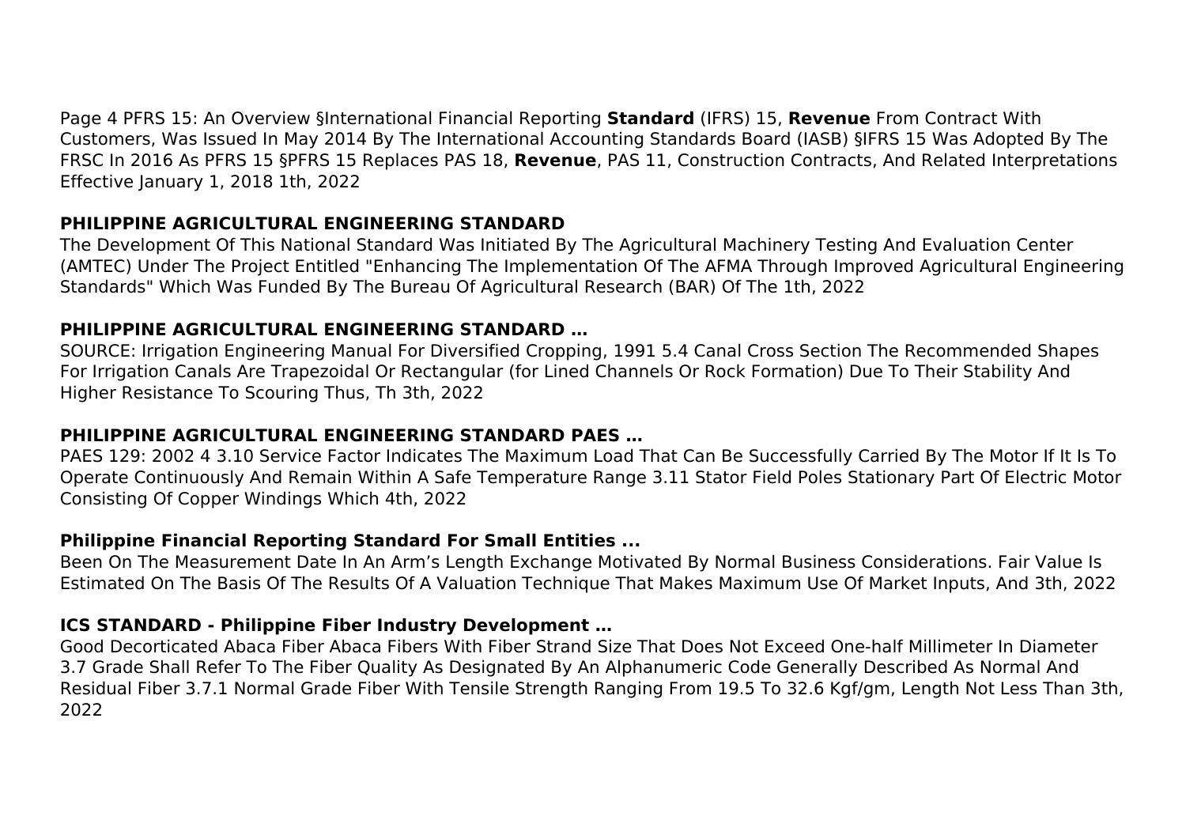Page 4 PFRS 15: An Overview §International Financial Reporting **Standard** (IFRS) 15, **Revenue** From Contract With Customers, Was Issued In May 2014 By The International Accounting Standards Board (IASB) §IFRS 15 Was Adopted By The FRSC In 2016 As PFRS 15 §PFRS 15 Replaces PAS 18, **Revenue**, PAS 11, Construction Contracts, And Related Interpretations Effective January 1, 2018 1th, 2022

### PHILIPPINE AGRICULTURAL ENGINEERING STANDARD

The Development Of This National Standard Was Initiated By The Agricultural Machinery Testing And Evaluation Center (AMTEC) Under The Project Entitled "Enhancing The Implementation Of The AFMA Through Improved Agricultural Engineering Standards" Which Was Funded By The Bureau Of Agricultural Research (BAR) Of The 1th, 2022

### PHILIPPINE AGRICULTURAL ENGINEERING STANDARD …

SOURCE: Irrigation Engineering Manual For Diversified Cropping, 1991 5.4 Canal Cross Section The Recommended Shapes For Irrigation Canals Are Trapezoidal Or Rectangular (for Lined Channels Or Rock Formation) Due To Their Stability And Higher Resistance To Scouring Thus, Th 3th, 2022

### PHILIPPINE AGRICULTURAL ENGINEERING STANDARD PAES …

PAES 129: 2002 4 3.10 Service Factor Indicates The Maximum Load That Can Be Successfully Carried By The Motor If It Is To Operate Continuously And Remain Within A Safe Temperature Range 3.11 Stator Field Poles Stationary Part Of Electric Motor Consisting Of Copper Windings Which 4th, 2022

### Philippine Financial Reporting Standard For Small Entities ...

Been On The Measurement Date In An Arm's Length Exchange Motivated By Normal Business Considerations. Fair Value Is Estimated On The Basis Of The Results Of A Valuation Technique That Makes Maximum Use Of Market Inputs, And 3th, 2022

### ICS STANDARD - Philippine Fiber Industry Development …

Good Decorticated Abaca Fiber Abaca Fibers With Fiber Strand Size That Does Not Exceed One-half Millimeter In Diameter 3.7 Grade Shall Refer To The Fiber Quality As Designated By An Alphanumeric Code Generally Described As Normal And Residual Fiber 3.7.1 Normal Grade Fiber With Tensile Strength Ranging From 19.5 To 32.6 Kgf/gm, Length Not Less Than 3th, 2022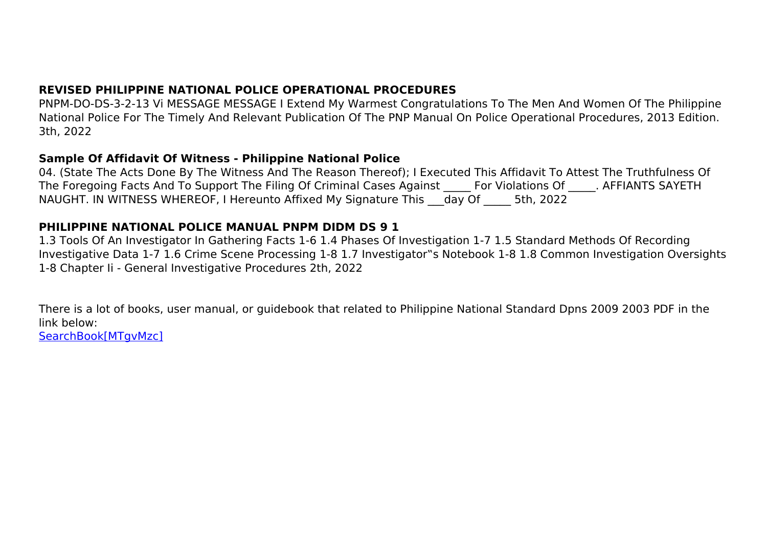**REVISED PHILIPPINE NATIONAL POLICE OPERATIONAL PROCEDURES**

PNPM-DO-DS-3-2-13 Vi MESSAGE MESSAGE I Extend My Warmest Congratulations To The Men And Women Of The Philippine National Police For The Timely And Relevant Publication Of The PNP Manual On Police Operational Procedures, 2013 Edition. 3th, 2022

**Sample Of Affidavit Of Witness - Philippine National Police**

04. (State The Acts Done By The Witness And The Reason Thereof); I Executed This Affidavit To Attest The Truthfulness Of The Foregoing Facts And To Support The Filing Of Criminal Cases Against _____ For Violations Of _____. AFFIANTS SAYETH NAUGHT. IN WITNESS WHEREOF, I Hereunto Affixed My Signature This ___day Of _____ 5th, 2022

**PHILIPPINE NATIONAL POLICE MANUAL PNPM DIDM DS 9 1**

1.3 Tools Of An Investigator In Gathering Facts 1-6 1.4 Phases Of Investigation 1-7 1.5 Standard Methods Of Recording Investigative Data 1-7 1.6 Crime Scene Processing 1-8 1.7 Investigator"s Notebook 1-8 1.8 Common Investigation Oversights 1-8 Chapter Ii - General Investigative Procedures 2th, 2022

There is a lot of books, user manual, or guidebook that related to Philippine National Standard Dpns 2009 2003 PDF in the link below:
SearchBook[MTgvMzc]